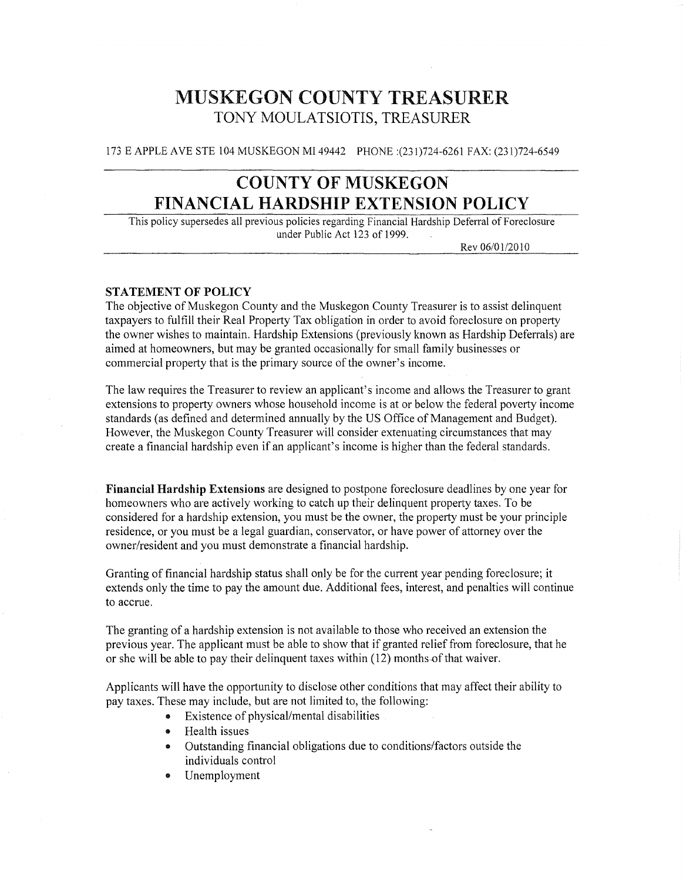# MUSKEGON COUNTY TREASURER

TONY MOULATSIOTIS, TREASURER

173 E APPLE AVE STE 104 MUSKEGON MI 49442 PHONE :(231)724-6261 FAX: (231)724-6549

# COUNTY OF MUSKEGON FINANCIAL HARDSHIP EXTENSION POLICY

This policy supersedes all previous policies regarding Financial Hardship Deferral of Foreclosure under Public Act 123 of 1999.

Rev 06/01/2010

**STATEMENT OF POLICY**

The objective of Muskegon County and the Muskegon County Treasurer is to assist delinquent taxpayers to fulfill their Real Property Tax obligation in order to avoid foreclosure on property the owner wishes to maintain. Hardship Extensions (previously known as Hardship Deferrals) are aimed at homeowners, but may be granted occasionally for small family businesses or commercial property that is the primary source of the owner's income.

The law requires the Treasurer to review an applicant's income and allows the Treasurer to grant extensions to property owners whose household income is at or below the federal poverty income standards (as defined and determined annually by the US Office of Management and Budget). However, the Muskegon County Treasurer will consider extenuating circumstances that may create a financial hardship even if an applicant's income is higher than the federal standards.

**Financial Hardship Extensions** are designed to postpone foreclosure deadlines by one year for homeowners who are actively working to catch up their delinquent property taxes. To be considered for a hardship extension, you must be the owner, the property must be your principle residence, or you must be a legal guardian, conservator, or have power of attorney over the owner/resident and you must demonstrate a financial hardship.

Granting of financial hardship status shall only be for the current year pending foreclosure; it extends only the time to pay the amount due. Additional fees, interest, and penalties will continue to accrue.

The granting of a hardship extension is not available to those who received an extension the previous year. The applicant must be able to show that if granted relief from foreclosure, that he or she will be able to pay their delinquent taxes within (12) months of that waiver.

Applicants will have the opportunity to disclose other conditions that may affect their ability to pay taxes. These may include, but are not limited to, the following:

- Existence of physical/mental disabilities
- Health issues
- Outstanding financial obligations due to conditions/factors outside the individuals control
- Unemployment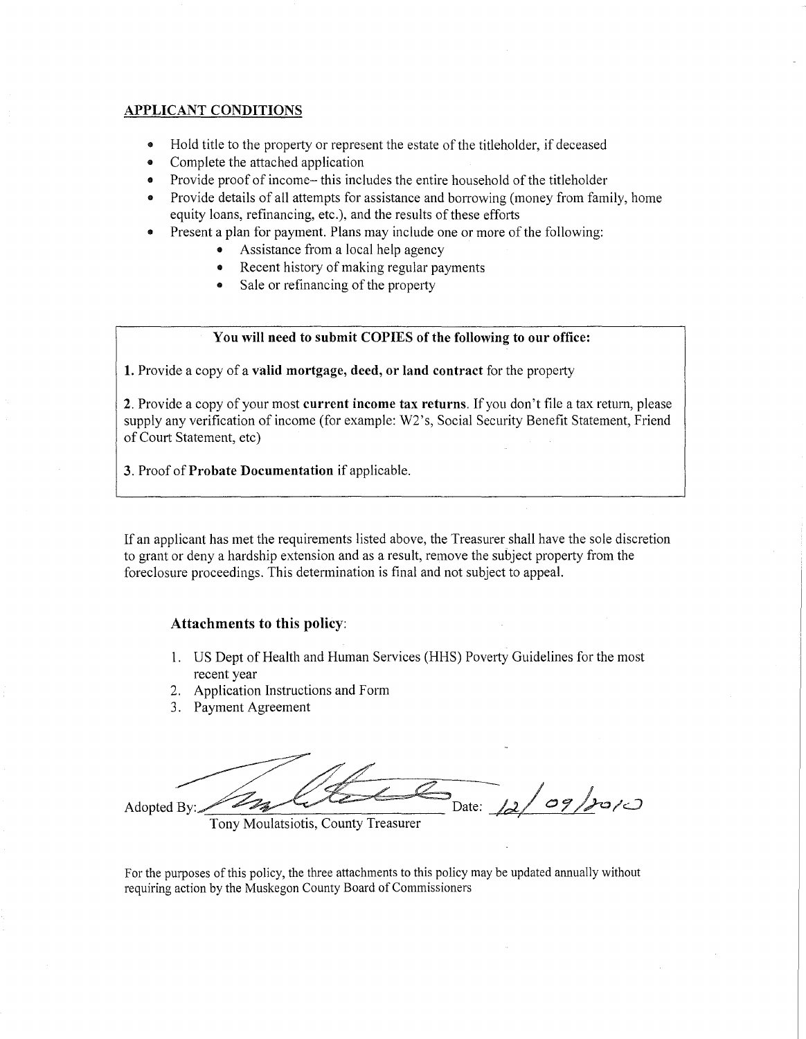## APPLICANT CONDITIONS

- Hold title to the property or represent the estate of the titleholder, if deceased
- Complete the attached application
- Provide proof of income– this includes the entire household of the titleholder
- Provide details of all attempts for assistance and borrowing (money from family, home equity loans, refinancing, etc.), and the results of these efforts
- Present a plan for payment. Plans may include one or more of the following:
  - Assistance from a local help agency
  - Recent history of making regular payments
  - Sale or refinancing of the property

**You will need to submit COPIES of the following to our office:**

**1.** Provide a copy of a **valid mortgage, deed, or land contract** for the property

**2**. Provide a copy of your most **current income tax returns**. If you don't file a tax return, please supply any verification of income (for example: W2's, Social Security Benefit Statement, Friend of Court Statement, etc)

**3**. Proof of **Probate Documentation** if applicable.

If an applicant has met the requirements listed above, the Treasurer shall have the sole discretion to grant or deny a hardship extension and as a result, remove the subject property from the foreclosure proceedings. This determination is final and not subject to appeal.

### Attachments to this policy:

1. US Dept of Health and Human Services (HHS) Poverty Guidelines for the most recent year
2. Application Instructions and Form
3. Payment Agreement

Adopted By: ______________________ Date: 12/09/2010

Tony Moulatsiotis, County Treasurer

For the purposes of this policy, the three attachments to this policy may be updated annually without requiring action by the Muskegon County Board of Commissioners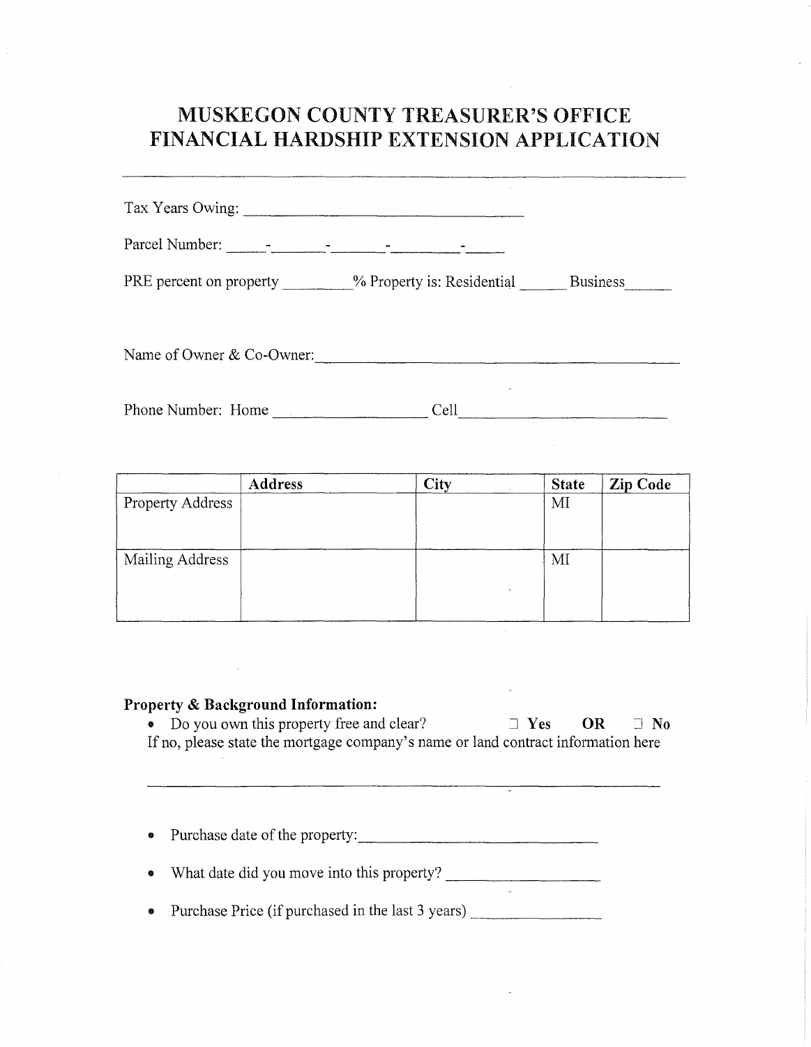# MUSKEGON COUNTY TREASURER'S OFFICE
# FINANCIAL HARDSHIP EXTENSION APPLICATION

---

Tax Years Owing: ___________________________________

Parcel Number: _____-_______-_______-_________-_____

PRE percent on property ________% Property is: Residential ______ Business______

Name of Owner & Co-Owner:_____________________________________________

Phone Number: Home ___________________ Cell__________________________

| | Address | City | State | Zip Code |
|---|---|---|---|---|
| Property Address | | | MI | |
| Mailing Address | | | MI | |

**Property & Background Information:**

- Do you own this property free and clear? ☐ **Yes** **OR** ☐ **No**

  If no, please state the mortgage company's name or land contract information here

  ______________________________________________________________________

- Purchase date of the property:______________________________
- What date did you move into this property? ___________________
- Purchase Price (if purchased in the last 3 years) ________________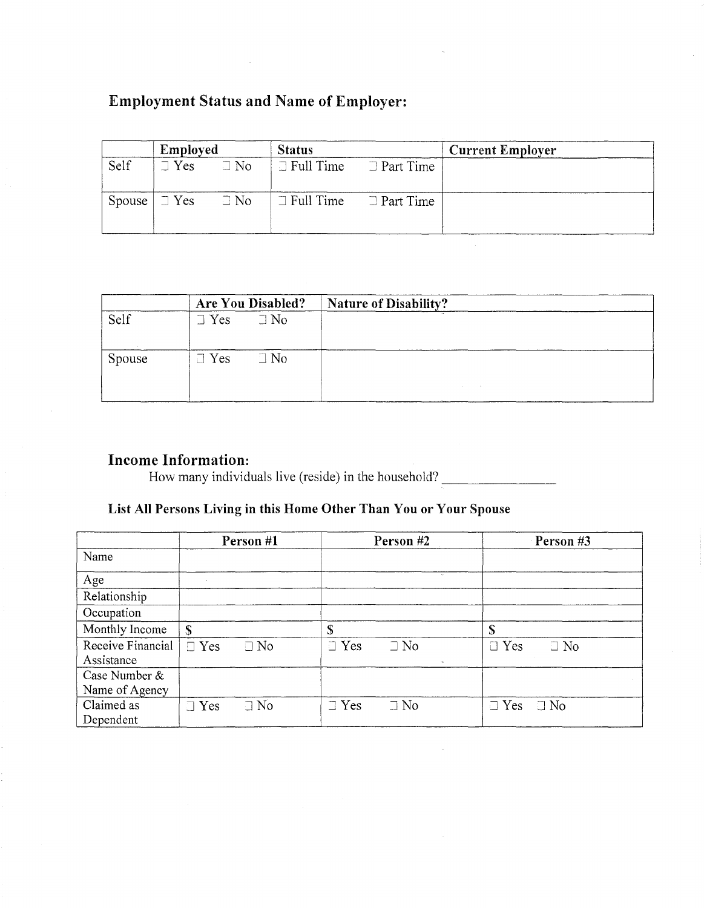## Employment Status and Name of Employer:

| | Employed | | Status | | Current Employer |
|---|---|---|---|---|---|
| Self | ☐ Yes | ☐ No | ☐ Full Time | ☐ Part Time | |
| Spouse | ☐ Yes | ☐ No | ☐ Full Time | ☐ Part Time | |

| | Are You Disabled? | | Nature of Disability? |
|---|---|---|---|
| Self | ☐ Yes | ☐ No | |
| Spouse | ☐ Yes | ☐ No | |

## Income Information:

How many individuals live (reside) in the household? _______________

### List All Persons Living in this Home Other Than You or Your Spouse

| | Person #1 | Person #2 | Person #3 |
|---|---|---|---|
| Name | | | |
| Age | | | |
| Relationship | | | |
| Occupation | | | |
| Monthly Income | $ | $ | $ |
| Receive Financial Assistance | ☐ Yes ☐ No | ☐ Yes ☐ No | ☐ Yes ☐ No |
| Case Number & Name of Agency | | | |
| Claimed as Dependent | ☐ Yes ☐ No | ☐ Yes ☐ No | ☐ Yes ☐ No |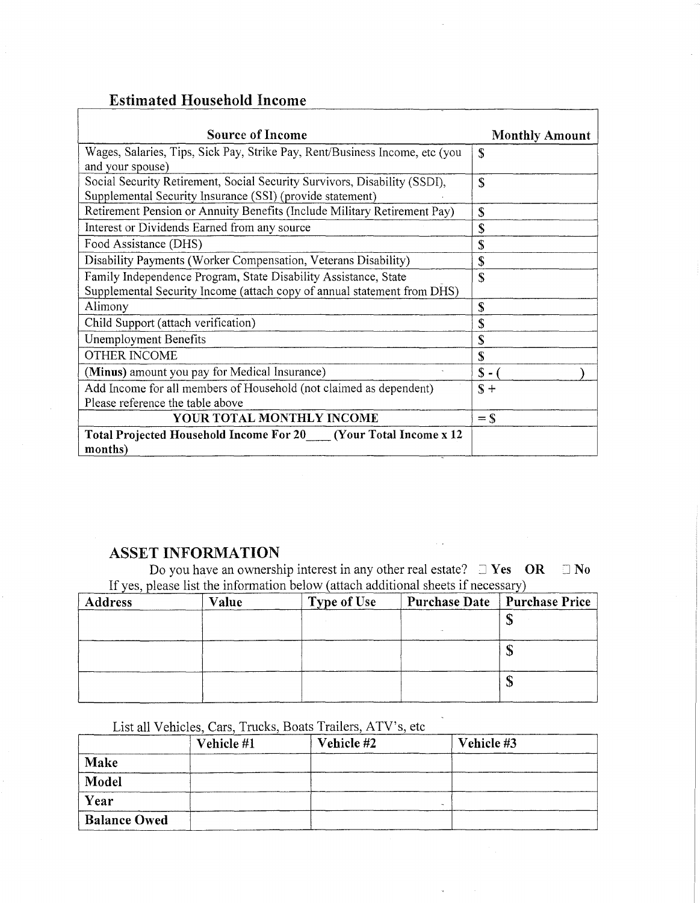## Estimated Household Income

| Source of Income | Monthly Amount |
|---|---|
| Wages, Salaries, Tips, Sick Pay, Strike Pay, Rent/Business Income, etc (you and your spouse) | $ |
| Social Security Retirement, Social Security Survivors, Disability (SSDI), Supplemental Security Insurance (SSI) (provide statement) | $ |
| Retirement Pension or Annuity Benefits (Include Military Retirement Pay) | $ |
| Interest or Dividends Earned from any source | $ |
| Food Assistance (DHS) | $ |
| Disability Payments (Worker Compensation, Veterans Disability) | $ |
| Family Independence Program, State Disability Assistance, State Supplemental Security Income (attach copy of annual statement from DHS) | $ |
| Alimony | $ |
| Child Support (attach verification) | $ |
| Unemployment Benefits | $ |
| OTHER INCOME | $ |
| **(Minus)** amount you pay for Medical Insurance) | $ - (     ) |
| Add Income for all members of Household (not claimed as dependent) Please reference the table above | $ + |
| **YOUR TOTAL MONTHLY INCOME** | = $ |
| **Total Projected Household Income For 20\_\_\_\_ (Your Total Income x 12 months)** | |

## ASSET INFORMATION

Do you have an ownership interest in any other real estate? ☐ **Yes OR** ☐ **No**

If yes, please list the information below (attach additional sheets if necessary)

| Address | Value | Type of Use | Purchase Date | Purchase Price |
|---|---|---|---|---|
| | | | | $ |
| | | | | $ |
| | | | | $ |

List all Vehicles, Cars, Trucks, Boats Trailers, ATV's, etc

| | Vehicle #1 | Vehicle #2 | Vehicle #3 |
|---|---|---|---|
| **Make** | | | |
| **Model** | | | |
| **Year** | | | |
| **Balance Owed** | | | |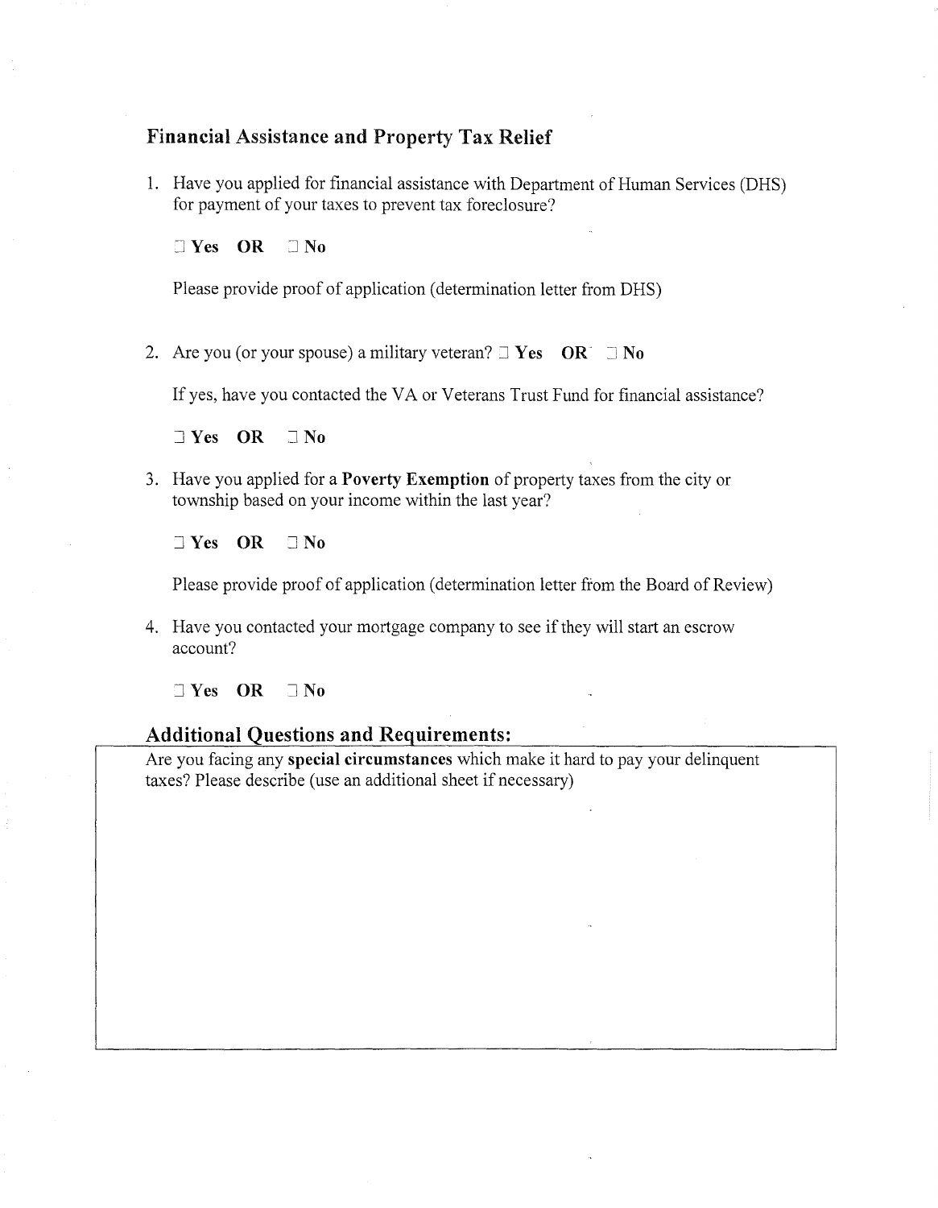## Financial Assistance and Property Tax Relief

1. Have you applied for financial assistance with Department of Human Services (DHS) for payment of your taxes to prevent tax foreclosure?

   ☐ **Yes** **OR** ☐ **No**

   Please provide proof of application (determination letter from DHS)

2. Are you (or your spouse) a military veteran? ☐ **Yes** **OR** ☐ **No**

   If yes, have you contacted the VA or Veterans Trust Fund for financial assistance?

   ☐ **Yes** **OR** ☐ **No**

3. Have you applied for a **Poverty Exemption** of property taxes from the city or township based on your income within the last year?

   ☐ **Yes** **OR** ☐ **No**

   Please provide proof of application (determination letter from the Board of Review)

4. Have you contacted your mortgage company to see if they will start an escrow account?

   ☐ **Yes** **OR** ☐ **No**

## Additional Questions and Requirements:

Are you facing any **special circumstances** which make it hard to pay your delinquent taxes? Please describe (use an additional sheet if necessary)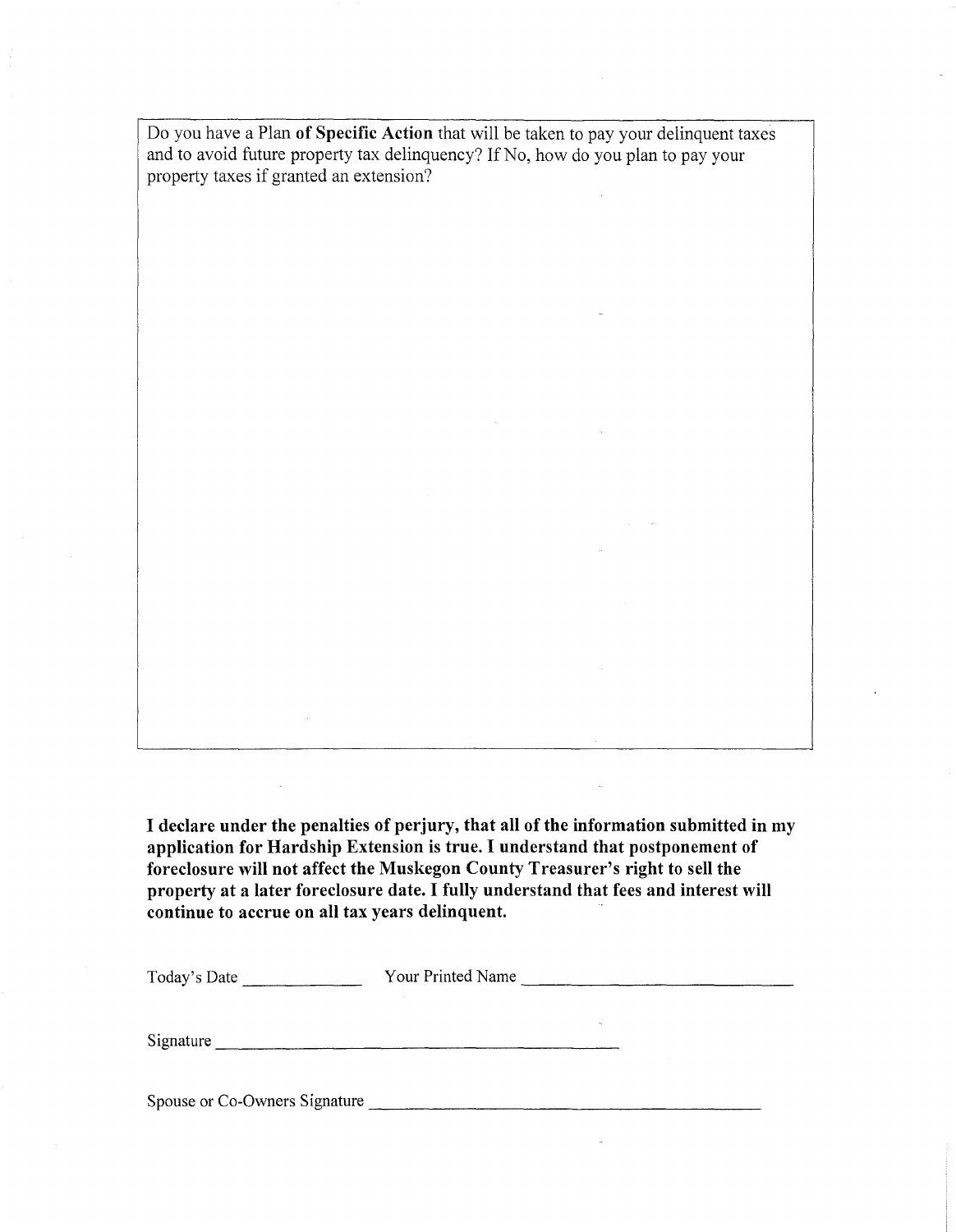Do you have a Plan **of Specific Action** that will be taken to pay your delinquent taxes and to avoid future property tax delinquency? If No, how do you plan to pay your property taxes if granted an extension?

**I declare under the penalties of perjury, that all of the information submitted in my application for Hardship Extension is true. I understand that postponement of foreclosure will not affect the Muskegon County Treasurer's right to sell the property at a later foreclosure date. I fully understand that fees and interest will continue to accrue on all tax years delinquent.**

Today's Date ____________ Your Printed Name ______________________________

Signature ____________________________________________

Spouse or Co-Owners Signature ________________________________________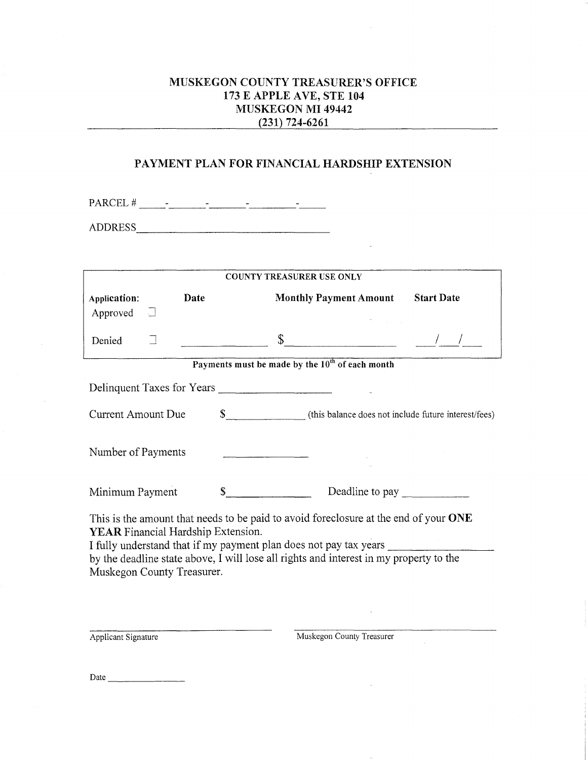**MUSKEGON COUNTY TREASURER'S OFFICE**
**173 E APPLE AVE, STE 104**
**MUSKEGON MI 49442**
**(231) 724-6261**

## PAYMENT PLAN FOR FINANCIAL HARDSHIP EXTENSION

PARCEL # \_\_\_\_\_-\_\_\_\_\_\_\_-\_\_\_\_\_\_\_-\_\_\_\_\_\_\_\_\_-\_\_\_\_\_

ADDRESS\_\_\_\_\_\_\_\_\_\_\_\_\_\_\_\_\_\_\_\_\_\_\_\_\_\_\_\_\_\_\_\_\_\_\_\_\_\_

| COUNTY TREASURER USE ONLY | | | |
|---|---|---|---|
| **Application:** | **Date** | **Monthly Payment Amount** | **Start Date** |
| Approved ☐ | | | |
| Denied ☐ | \_\_\_\_\_\_\_\_\_\_\_\_\_\_ | $\_\_\_\_\_\_\_\_\_\_\_\_\_\_\_\_\_\_\_ | \_\_\_/\_\_\_/\_\_\_ |

**Payments must be made by the 10th of each month**

Delinquent Taxes for Years \_\_\_\_\_\_\_\_\_\_\_\_\_\_\_\_\_\_\_\_

Current Amount Due $\_\_\_\_\_\_\_\_\_\_\_\_\_\_ (this balance does not include future interest/fees)

Number of Payments \_\_\_\_\_\_\_\_\_\_\_\_\_\_\_

Minimum Payment $\_\_\_\_\_\_\_\_\_\_\_\_\_\_\_ Deadline to pay \_\_\_\_\_\_\_\_\_\_\_\_

This is the amount that needs to be paid to avoid foreclosure at the end of your **ONE YEAR** Financial Hardship Extension.
I fully understand that if my payment plan does not pay tax years \_\_\_\_\_\_\_\_\_\_\_\_\_\_\_\_\_\_\_\_ by the deadline state above, I will lose all rights and interest in my property to the Muskegon County Treasurer.

\_\_\_\_\_\_\_\_\_\_\_\_\_\_\_\_\_\_\_\_\_\_\_\_\_\_\_\_\_\_\_\_\_\_\_\_
Applicant Signature

\_\_\_\_\_\_\_\_\_\_\_\_\_\_\_\_\_\_\_\_\_\_\_\_\_\_\_\_\_\_\_\_\_\_\_\_
Muskegon County Treasurer

Date \_\_\_\_\_\_\_\_\_\_\_\_\_\_\_\_